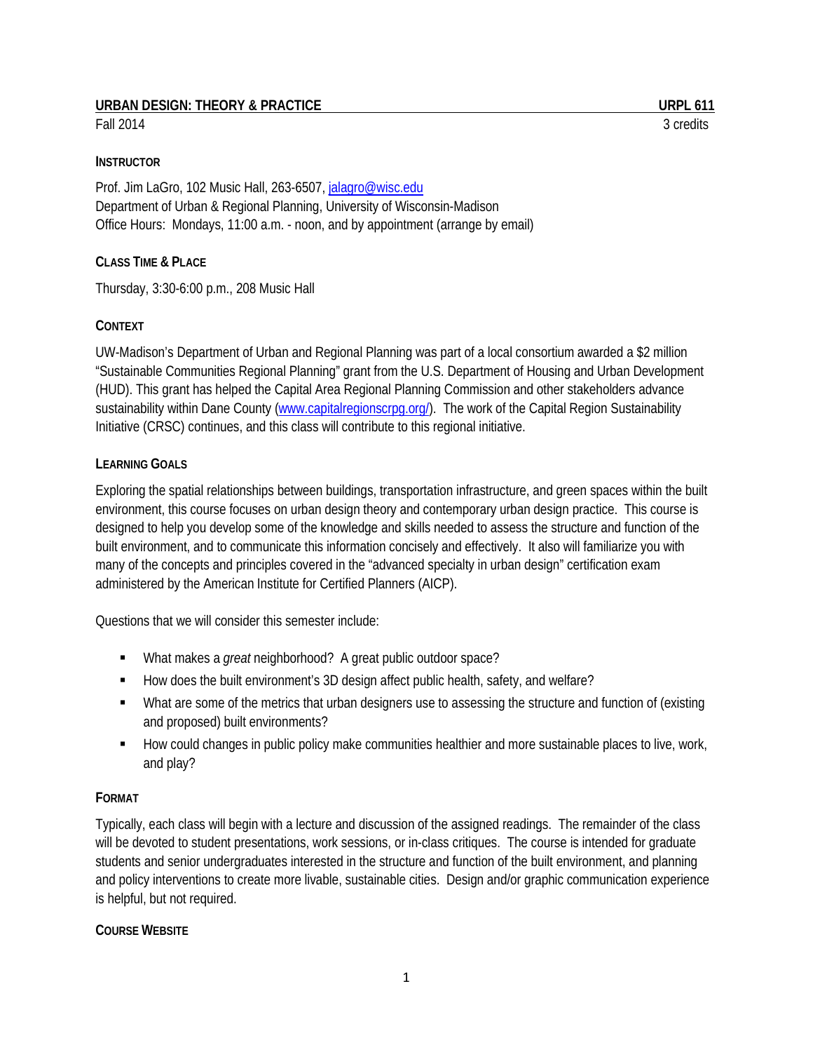# URBAN DESIGN: THEORY & PRACTICE — URPL 611

Fall 2014 — 3 credits

## INSTRUCTOR

Prof. Jim LaGro, 102 Music Hall, 263-6507, jalagro@wisc.edu
Department of Urban & Regional Planning, University of Wisconsin-Madison
Office Hours: Mondays, 11:00 a.m. - noon, and by appointment (arrange by email)

## CLASS TIME & PLACE

Thursday, 3:30-6:00 p.m., 208 Music Hall

## CONTEXT

UW-Madison's Department of Urban and Regional Planning was part of a local consortium awarded a $2 million "Sustainable Communities Regional Planning" grant from the U.S. Department of Housing and Urban Development (HUD). This grant has helped the Capital Area Regional Planning Commission and other stakeholders advance sustainability within Dane County (www.capitalregionscrpg.org/). The work of the Capital Region Sustainability Initiative (CRSC) continues, and this class will contribute to this regional initiative.

## LEARNING GOALS

Exploring the spatial relationships between buildings, transportation infrastructure, and green spaces within the built environment, this course focuses on urban design theory and contemporary urban design practice. This course is designed to help you develop some of the knowledge and skills needed to assess the structure and function of the built environment, and to communicate this information concisely and effectively. It also will familiarize you with many of the concepts and principles covered in the "advanced specialty in urban design" certification exam administered by the American Institute for Certified Planners (AICP).

Questions that we will consider this semester include:

- What makes a *great* neighborhood? A great public outdoor space?
- How does the built environment's 3D design affect public health, safety, and welfare?
- What are some of the metrics that urban designers use to assessing the structure and function of (existing and proposed) built environments?
- How could changes in public policy make communities healthier and more sustainable places to live, work, and play?

## FORMAT

Typically, each class will begin with a lecture and discussion of the assigned readings. The remainder of the class will be devoted to student presentations, work sessions, or in-class critiques. The course is intended for graduate students and senior undergraduates interested in the structure and function of the built environment, and planning and policy interventions to create more livable, sustainable cities. Design and/or graphic communication experience is helpful, but not required.

## COURSE WEBSITE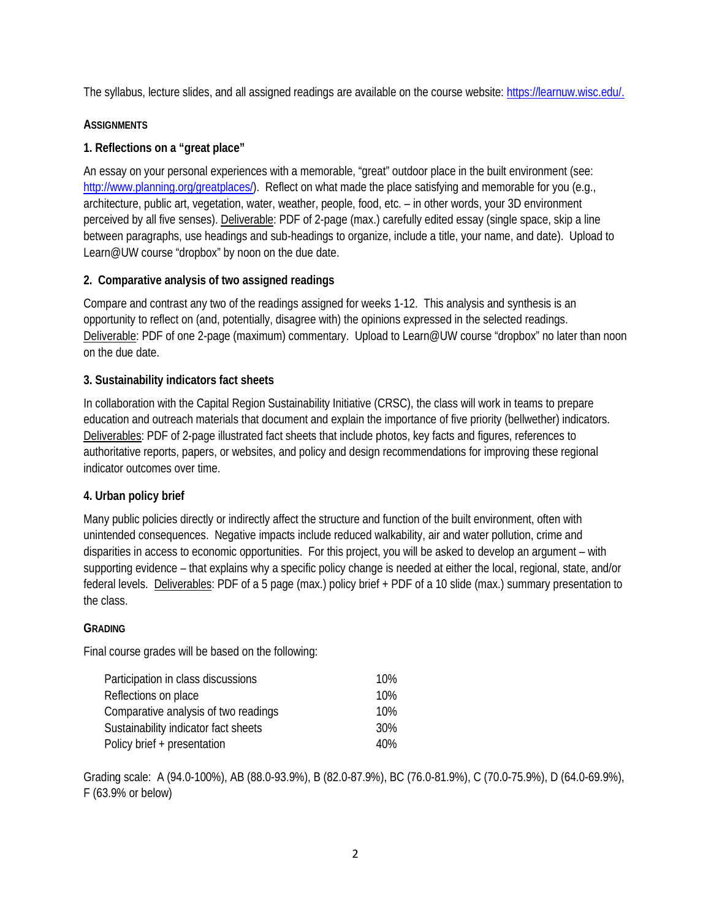The syllabus, lecture slides, and all assigned readings are available on the course website: [https://learnuw.wisc.edu/.](https://learnuw.wisc.edu/)

## ASSIGNMENTS

### 1. Reflections on a "great place"

An essay on your personal experiences with a memorable, "great" outdoor place in the built environment (see: [http://www.planning.org/greatplaces/](http://www.planning.org/greatplaces/)). Reflect on what made the place satisfying and memorable for you (e.g., architecture, public art, vegetation, water, weather, people, food, etc. – in other words, your 3D environment perceived by all five senses). Deliverable: PDF of 2-page (max.) carefully edited essay (single space, skip a line between paragraphs, use headings and sub-headings to organize, include a title, your name, and date). Upload to Learn@UW course "dropbox" by noon on the due date.

### 2. Comparative analysis of two assigned readings

Compare and contrast any two of the readings assigned for weeks 1-12. This analysis and synthesis is an opportunity to reflect on (and, potentially, disagree with) the opinions expressed in the selected readings. Deliverable: PDF of one 2-page (maximum) commentary. Upload to Learn@UW course "dropbox" no later than noon on the due date.

### 3. Sustainability indicators fact sheets

In collaboration with the Capital Region Sustainability Initiative (CRSC), the class will work in teams to prepare education and outreach materials that document and explain the importance of five priority (bellwether) indicators. Deliverables: PDF of 2-page illustrated fact sheets that include photos, key facts and figures, references to authoritative reports, papers, or websites, and policy and design recommendations for improving these regional indicator outcomes over time.

### 4. Urban policy brief

Many public policies directly or indirectly affect the structure and function of the built environment, often with unintended consequences. Negative impacts include reduced walkability, air and water pollution, crime and disparities in access to economic opportunities. For this project, you will be asked to develop an argument – with supporting evidence – that explains why a specific policy change is needed at either the local, regional, state, and/or federal levels. Deliverables: PDF of a 5 page (max.) policy brief + PDF of a 10 slide (max.) summary presentation to the class.

## GRADING

Final course grades will be based on the following:

| Component | Weight |
|---|---|
| Participation in class discussions | 10% |
| Reflections on place | 10% |
| Comparative analysis of two readings | 10% |
| Sustainability indicator fact sheets | 30% |
| Policy brief + presentation | 40% |

Grading scale: A (94.0-100%), AB (88.0-93.9%), B (82.0-87.9%), BC (76.0-81.9%), C (70.0-75.9%), D (64.0-69.9%), F (63.9% or below)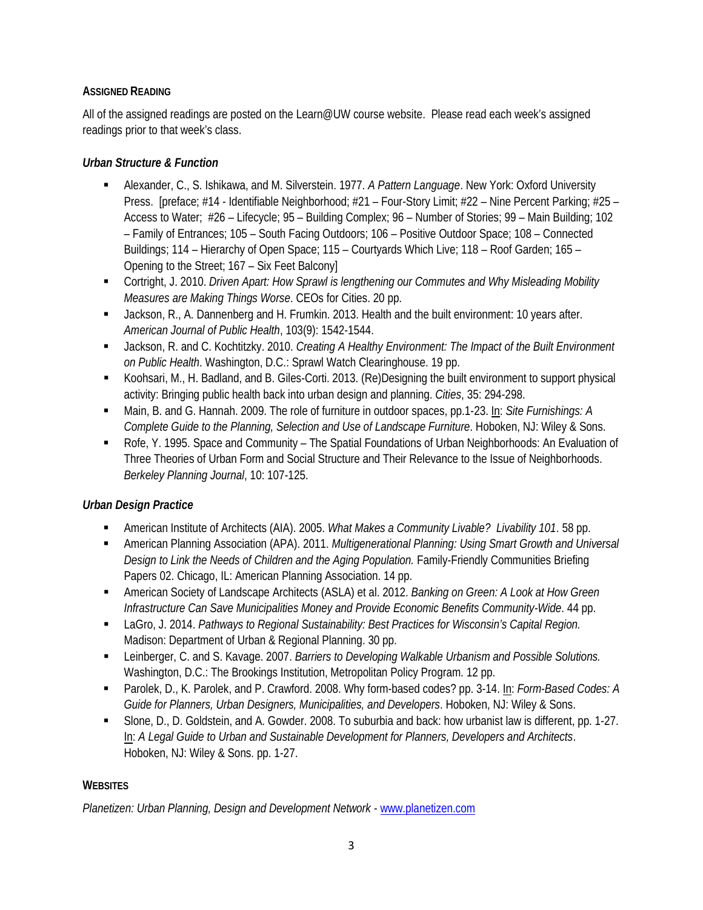## ASSIGNED READING

All of the assigned readings are posted on the Learn@UW course website. Please read each week's assigned readings prior to that week's class.

### *Urban Structure & Function*

- Alexander, C., S. Ishikawa, and M. Silverstein. 1977. *A Pattern Language*. New York: Oxford University Press. [preface; #14 - Identifiable Neighborhood; #21 – Four-Story Limit; #22 – Nine Percent Parking; #25 – Access to Water; #26 – Lifecycle; 95 – Building Complex; 96 – Number of Stories; 99 – Main Building; 102 – Family of Entrances; 105 – South Facing Outdoors; 106 – Positive Outdoor Space; 108 – Connected Buildings; 114 – Hierarchy of Open Space; 115 – Courtyards Which Live; 118 – Roof Garden; 165 – Opening to the Street; 167 – Six Feet Balcony]
- Cortright, J. 2010. *Driven Apart: How Sprawl is lengthening our Commutes and Why Misleading Mobility Measures are Making Things Worse*. CEOs for Cities. 20 pp.
- Jackson, R., A. Dannenberg and H. Frumkin. 2013. Health and the built environment: 10 years after. *American Journal of Public Health*, 103(9): 1542-1544.
- Jackson, R. and C. Kochtitzky. 2010. *Creating A Healthy Environment: The Impact of the Built Environment on Public Health*. Washington, D.C.: Sprawl Watch Clearinghouse. 19 pp.
- Koohsari, M., H. Badland, and B. Giles-Corti. 2013. (Re)Designing the built environment to support physical activity: Bringing public health back into urban design and planning. *Cities*, 35: 294-298.
- Main, B. and G. Hannah. 2009. The role of furniture in outdoor spaces, pp.1-23. In: *Site Furnishings: A Complete Guide to the Planning, Selection and Use of Landscape Furniture*. Hoboken, NJ: Wiley & Sons.
- Rofe, Y. 1995. Space and Community – The Spatial Foundations of Urban Neighborhoods: An Evaluation of Three Theories of Urban Form and Social Structure and Their Relevance to the Issue of Neighborhoods. *Berkeley Planning Journal*, 10: 107-125.

### *Urban Design Practice*

- American Institute of Architects (AIA). 2005. *What Makes a Community Livable? Livability 101*. 58 pp.
- American Planning Association (APA). 2011. *Multigenerational Planning: Using Smart Growth and Universal Design to Link the Needs of Children and the Aging Population.* Family-Friendly Communities Briefing Papers 02. Chicago, IL: American Planning Association. 14 pp.
- American Society of Landscape Architects (ASLA) et al. 2012. *Banking on Green: A Look at How Green Infrastructure Can Save Municipalities Money and Provide Economic Benefits Community-Wide*. 44 pp.
- LaGro, J. 2014. *Pathways to Regional Sustainability: Best Practices for Wisconsin's Capital Region.* Madison: Department of Urban & Regional Planning. 30 pp.
- Leinberger, C. and S. Kavage. 2007. *Barriers to Developing Walkable Urbanism and Possible Solutions.* Washington, D.C.: The Brookings Institution, Metropolitan Policy Program. 12 pp.
- Parolek, D., K. Parolek, and P. Crawford. 2008. Why form-based codes? pp. 3-14. In: *Form-Based Codes: A Guide for Planners, Urban Designers, Municipalities, and Developers*. Hoboken, NJ: Wiley & Sons.
- Slone, D., D. Goldstein, and A. Gowder. 2008. To suburbia and back: how urbanist law is different, pp. 1-27. In: *A Legal Guide to Urban and Sustainable Development for Planners, Developers and Architects*. Hoboken, NJ: Wiley & Sons. pp. 1-27.

## WEBSITES

*Planetizen: Urban Planning, Design and Development Network* - www.planetizen.com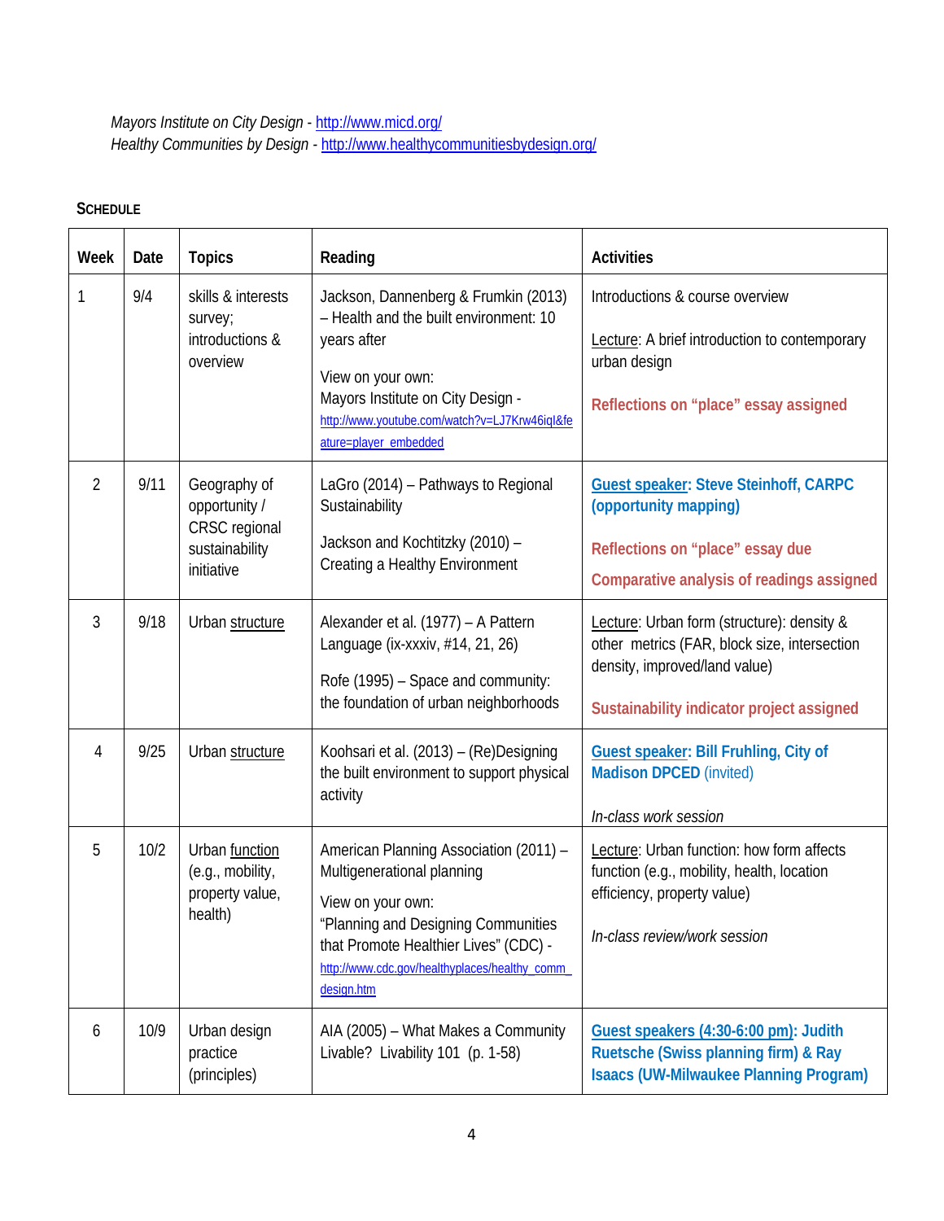*Mayors Institute on City Design* - http://www.micd.org/
*Healthy Communities by Design* - http://www.healthycommunitiesbydesign.org/

## Schedule

| Week | Date | Topics | Reading | Activities |
|---|---|---|---|---|
| 1 | 9/4 | skills & interests survey; introductions & overview | Jackson, Dannenberg & Frumkin (2013) – Health and the built environment: 10 years after<br><br>View on your own:<br>Mayors Institute on City Design - http://www.youtube.com/watch?v=LJ7Krw46iqI&feature=player_embedded | Introductions & course overview<br><br>Lecture: A brief introduction to contemporary urban design<br><br>**Reflections on "place" essay assigned** |
| 2 | 9/11 | Geography of opportunity / CRSC regional sustainability initiative | LaGro (2014) – Pathways to Regional Sustainability<br><br>Jackson and Kochtitzky (2010) – Creating a Healthy Environment | **Guest speaker: Steve Steinhoff, CARPC (opportunity mapping)**<br><br>**Reflections on "place" essay due**<br><br>**Comparative analysis of readings assigned** |
| 3 | 9/18 | Urban structure | Alexander et al. (1977) – A Pattern Language (ix-xxxiv, #14, 21, 26)<br><br>Rofe (1995) – Space and community: the foundation of urban neighborhoods | Lecture: Urban form (structure): density & other metrics (FAR, block size, intersection density, improved/land value)<br><br>**Sustainability indicator project assigned** |
| 4 | 9/25 | Urban structure | Koohsari et al. (2013) – (Re)Designing the built environment to support physical activity | **Guest speaker: Bill Fruhling, City of Madison DPCED** (invited)<br><br>*In-class work session* |
| 5 | 10/2 | Urban function (e.g., mobility, property value, health) | American Planning Association (2011) – Multigenerational planning<br><br>View on your own:<br>"Planning and Designing Communities that Promote Healthier Lives" (CDC) - http://www.cdc.gov/healthyplaces/healthy_comm_design.htm | Lecture: Urban function: how form affects function (e.g., mobility, health, location efficiency, property value)<br><br>*In-class review/work session* |
| 6 | 10/9 | Urban design practice (principles) | AIA (2005) – What Makes a Community Livable? Livability 101 (p. 1-58) | **Guest speakers (4:30-6:00 pm): Judith Ruetsche (Swiss planning firm) & Ray Isaacs (UW-Milwaukee Planning Program)** |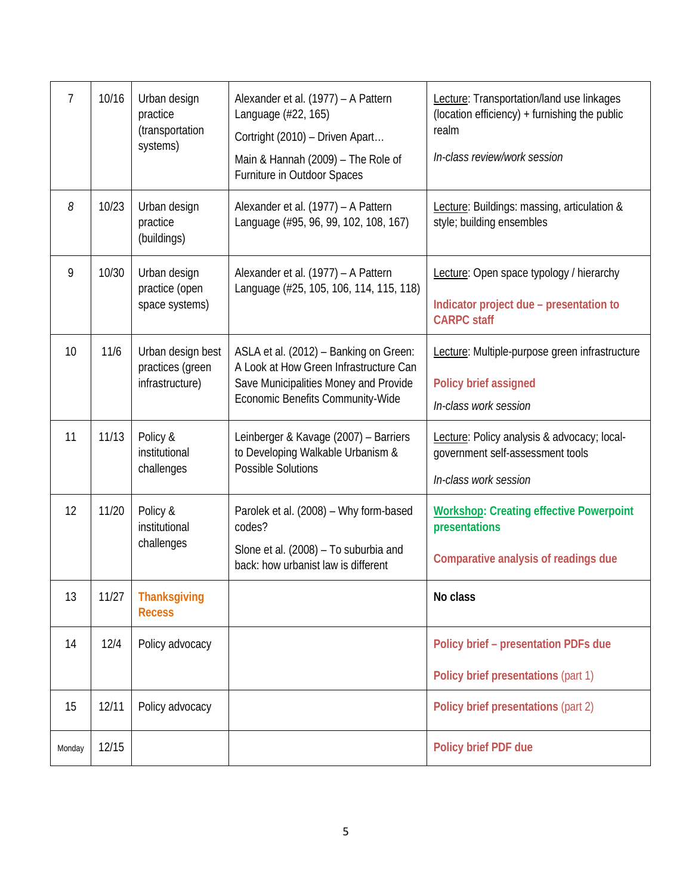| | | | | |
|---|---|---|---|---|
| 7 | 10/16 | Urban design practice (transportation systems) | Alexander et al. (1977) – A Pattern Language (#22, 165)<br>Cortright (2010) – Driven Apart…<br>Main & Hannah (2009) – The Role of Furniture in Outdoor Spaces | Lecture: Transportation/land use linkages (location efficiency) + furnishing the public realm<br>*In-class review/work session* |
| *8* | 10/23 | Urban design practice (buildings) | Alexander et al. (1977) – A Pattern Language (#95, 96, 99, 102, 108, 167) | Lecture: Buildings: massing, articulation & style; building ensembles |
| 9 | 10/30 | Urban design practice (open space systems) | Alexander et al. (1977) – A Pattern Language (#25, 105, 106, 114, 115, 118) | Lecture: Open space typology / hierarchy<br>**Indicator project due – presentation to CARPC staff** |
| 10 | 11/6 | Urban design best practices (green infrastructure) | ASLA et al. (2012) – Banking on Green: A Look at How Green Infrastructure Can Save Municipalities Money and Provide Economic Benefits Community-Wide | Lecture: Multiple-purpose green infrastructure<br>**Policy brief assigned**<br>*In-class work session* |
| 11 | 11/13 | Policy & institutional challenges | Leinberger & Kavage (2007) – Barriers to Developing Walkable Urbanism & Possible Solutions | Lecture: Policy analysis & advocacy; local-government self-assessment tools<br>*In-class work session* |
| 12 | 11/20 | Policy & institutional challenges | Parolek et al. (2008) – Why form-based codes?<br>Slone et al. (2008) – To suburbia and back: how urbanist law is different | **Workshop: Creating effective Powerpoint presentations**<br>**Comparative analysis of readings due** |
| 13 | 11/27 | **Thanksgiving Recess** | | **No class** |
| 14 | 12/4 | Policy advocacy | | **Policy brief – presentation PDFs due**<br>**Policy brief presentations** (part 1) |
| 15 | 12/11 | Policy advocacy | | **Policy brief presentations** (part 2) |
| Monday | 12/15 | | | **Policy brief PDF due** |